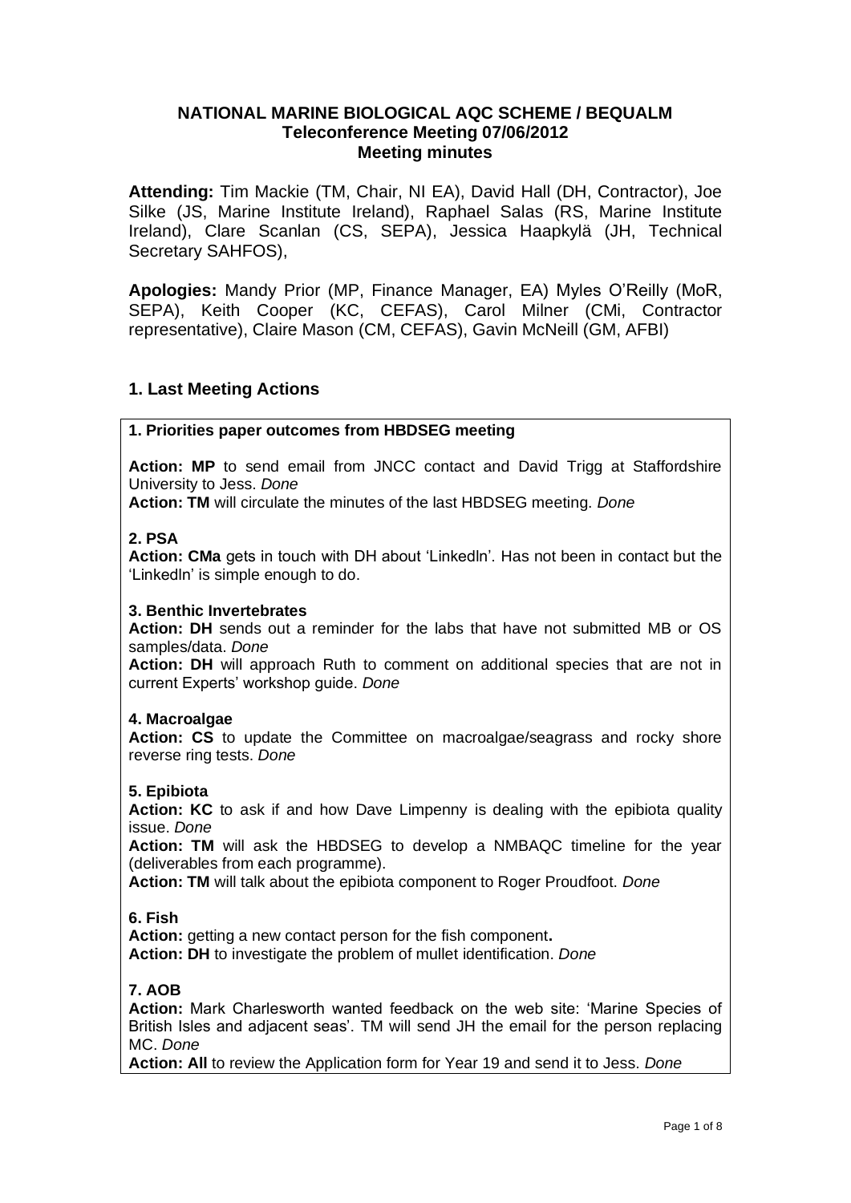**NATIONAL MARINE BIOLOGICAL AQC SCHEME / BEQUALM**
**Teleconference Meeting 07/06/2012**
**Meeting minutes**

**Attending:** Tim Mackie (TM, Chair, NI EA), David Hall (DH, Contractor), Joe Silke (JS, Marine Institute Ireland), Raphael Salas (RS, Marine Institute Ireland), Clare Scanlan (CS, SEPA), Jessica Haapkylä (JH, Technical Secretary SAHFOS),

**Apologies:** Mandy Prior (MP, Finance Manager, EA) Myles O'Reilly (MoR, SEPA), Keith Cooper (KC, CEFAS), Carol Milner (CMi, Contractor representative), Claire Mason (CM, CEFAS), Gavin McNeill (GM, AFBI)

## 1. Last Meeting Actions

**1. Priorities paper outcomes from HBDSEG meeting**

**Action: MP** to send email from JNCC contact and David Trigg at Staffordshire University to Jess. *Done*
**Action: TM** will circulate the minutes of the last HBDSEG meeting. *Done*

**2. PSA**
**Action: CMa** gets in touch with DH about 'Linkedln'. Has not been in contact but the 'Linkedln' is simple enough to do.

**3. Benthic Invertebrates**
**Action: DH** sends out a reminder for the labs that have not submitted MB or OS samples/data. *Done*
**Action: DH** will approach Ruth to comment on additional species that are not in current Experts' workshop guide. *Done*

**4. Macroalgae**
**Action: CS** to update the Committee on macroalgae/seagrass and rocky shore reverse ring tests. *Done*

**5. Epibiota**
**Action: KC** to ask if and how Dave Limpenny is dealing with the epibiota quality issue. *Done*
**Action: TM** will ask the HBDSEG to develop a NMBAQC timeline for the year (deliverables from each programme).
**Action: TM** will talk about the epibiota component to Roger Proudfoot. *Done*

**6. Fish**
**Action:** getting a new contact person for the fish component**.**
**Action: DH** to investigate the problem of mullet identification. *Done*

**7. AOB**
**Action:** Mark Charlesworth wanted feedback on the web site: 'Marine Species of British Isles and adjacent seas'. TM will send JH the email for the person replacing MC. *Done*
**Action: All** to review the Application form for Year 19 and send it to Jess. *Done*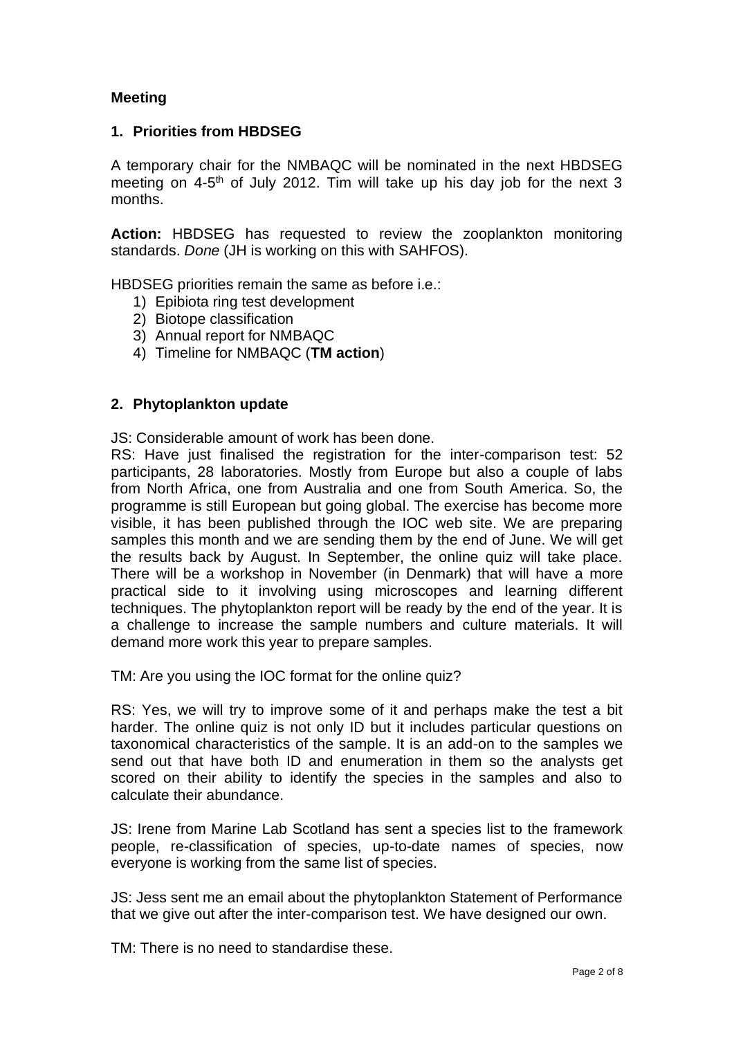## Meeting

### 1. Priorities from HBDSEG

A temporary chair for the NMBAQC will be nominated in the next HBDSEG meeting on 4-5[th] of July 2012. Tim will take up his day job for the next 3 months.

**Action:** HBDSEG has requested to review the zooplankton monitoring standards. *Done* (JH is working on this with SAHFOS).

HBDSEG priorities remain the same as before i.e.:

1) Epibiota ring test development
2) Biotope classification
3) Annual report for NMBAQC
4) Timeline for NMBAQC (**TM action**)

### 2. Phytoplankton update

JS: Considerable amount of work has been done.

RS: Have just finalised the registration for the inter-comparison test: 52 participants, 28 laboratories. Mostly from Europe but also a couple of labs from North Africa, one from Australia and one from South America. So, the programme is still European but going global. The exercise has become more visible, it has been published through the IOC web site. We are preparing samples this month and we are sending them by the end of June. We will get the results back by August. In September, the online quiz will take place. There will be a workshop in November (in Denmark) that will have a more practical side to it involving using microscopes and learning different techniques. The phytoplankton report will be ready by the end of the year. It is a challenge to increase the sample numbers and culture materials. It will demand more work this year to prepare samples.

TM: Are you using the IOC format for the online quiz?

RS: Yes, we will try to improve some of it and perhaps make the test a bit harder. The online quiz is not only ID but it includes particular questions on taxonomical characteristics of the sample. It is an add-on to the samples we send out that have both ID and enumeration in them so the analysts get scored on their ability to identify the species in the samples and also to calculate their abundance.

JS: Irene from Marine Lab Scotland has sent a species list to the framework people, re-classification of species, up-to-date names of species, now everyone is working from the same list of species.

JS: Jess sent me an email about the phytoplankton Statement of Performance that we give out after the inter-comparison test. We have designed our own.

TM: There is no need to standardise these.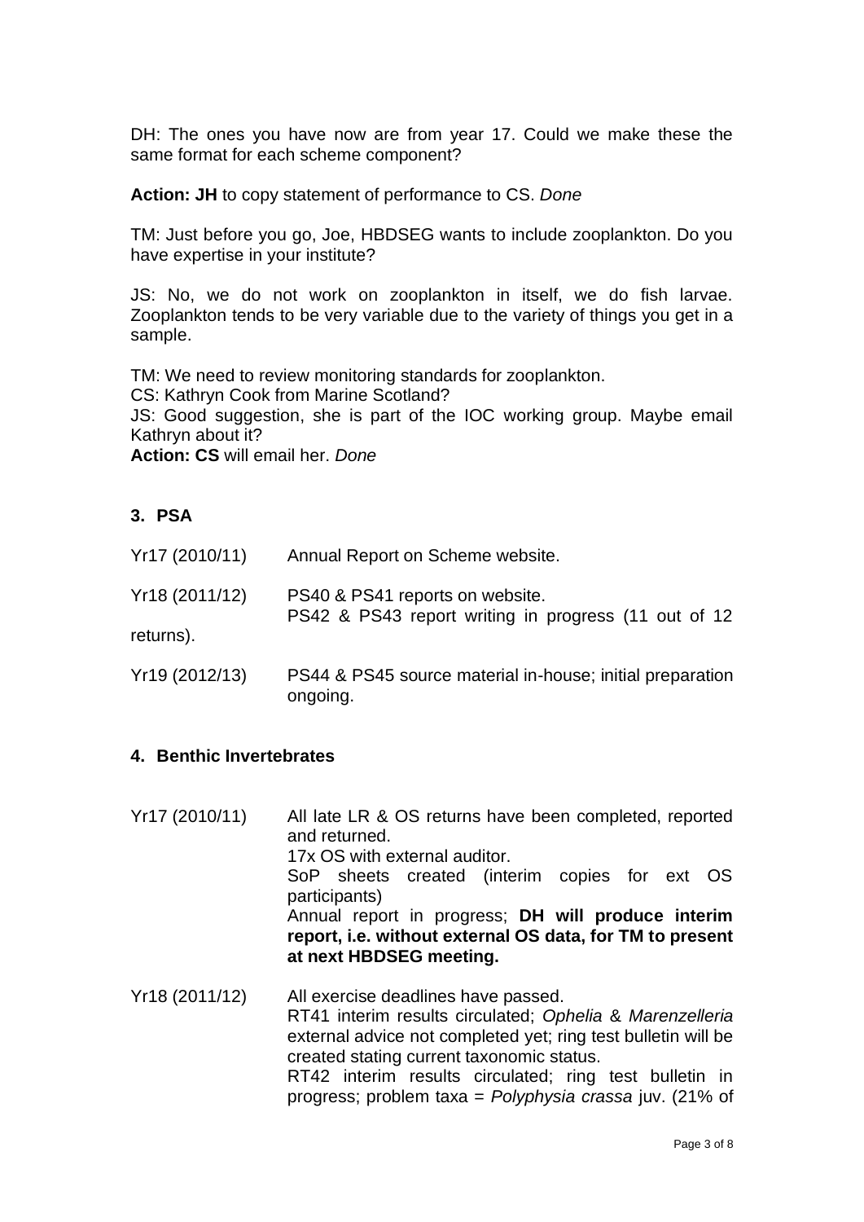DH: The ones you have now are from year 17. Could we make these the same format for each scheme component?

**Action: JH** to copy statement of performance to CS. *Done*

TM: Just before you go, Joe, HBDSEG wants to include zooplankton. Do you have expertise in your institute?

JS: No, we do not work on zooplankton in itself, we do fish larvae. Zooplankton tends to be very variable due to the variety of things you get in a sample.

TM: We need to review monitoring standards for zooplankton.
CS: Kathryn Cook from Marine Scotland?
JS: Good suggestion, she is part of the IOC working group. Maybe email Kathryn about it?
**Action: CS** will email her. *Done*

### 3. PSA

| | |
|---|---|
| Yr17 (2010/11) | Annual Report on Scheme website. |
| Yr18 (2011/12) | PS40 & PS41 reports on website.<br>PS42 & PS43 report writing in progress (11 out of 12 returns). |
| Yr19 (2012/13) | PS44 & PS45 source material in-house; initial preparation ongoing. |

### 4. Benthic Invertebrates

| | |
|---|---|
| Yr17 (2010/11) | All late LR & OS returns have been completed, reported and returned.<br>17x OS with external auditor.<br>SoP sheets created (interim copies for ext OS participants)<br>Annual report in progress; **DH will produce interim report, i.e. without external OS data, for TM to present at next HBDSEG meeting.** |
| Yr18 (2011/12) | All exercise deadlines have passed.<br>RT41 interim results circulated; *Ophelia* & *Marenzelleria* external advice not completed yet; ring test bulletin will be created stating current taxonomic status.<br>RT42 interim results circulated; ring test bulletin in progress; problem taxa = *Polyphysia crassa* juv. (21% of |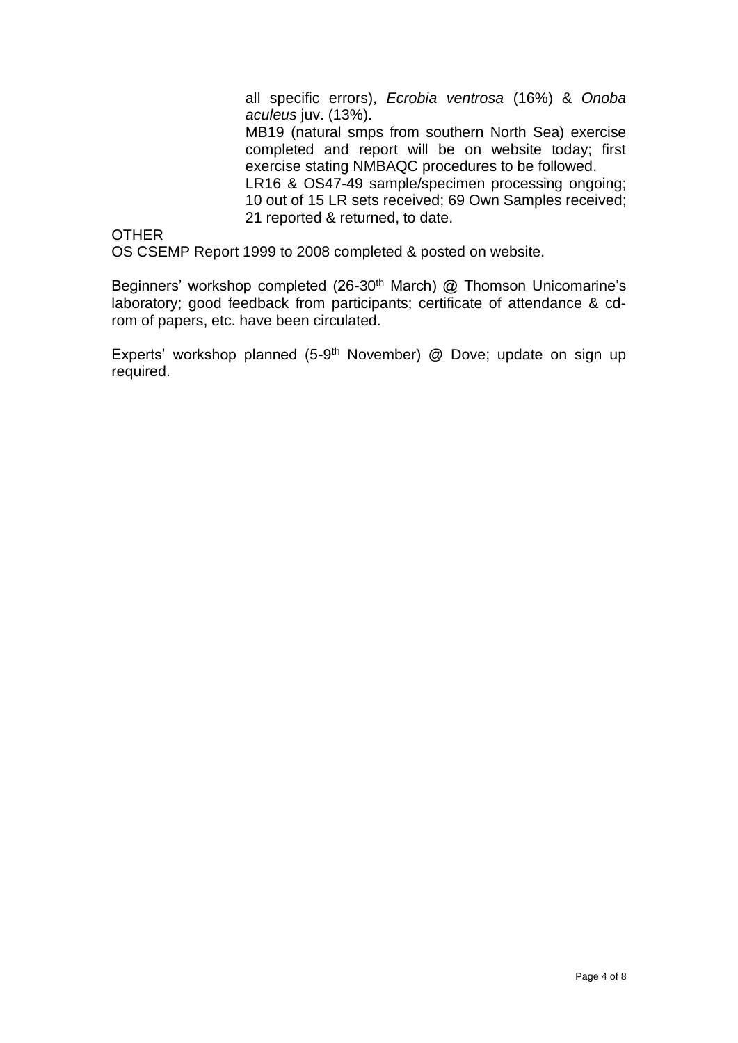all specific errors), *Ecrobia ventrosa* (16%) & *Onoba aculeus* juv. (13%).

MB19 (natural smps from southern North Sea) exercise completed and report will be on website today; first exercise stating NMBAQC procedures to be followed.

LR16 & OS47-49 sample/specimen processing ongoing; 10 out of 15 LR sets received; 69 Own Samples received; 21 reported & returned, to date.

OTHER

OS CSEMP Report 1999 to 2008 completed & posted on website.

Beginners' workshop completed (26-30th March) @ Thomson Unicomarine's laboratory; good feedback from participants; certificate of attendance & cd-rom of papers, etc. have been circulated.

Experts' workshop planned (5-9th November) @ Dove; update on sign up required.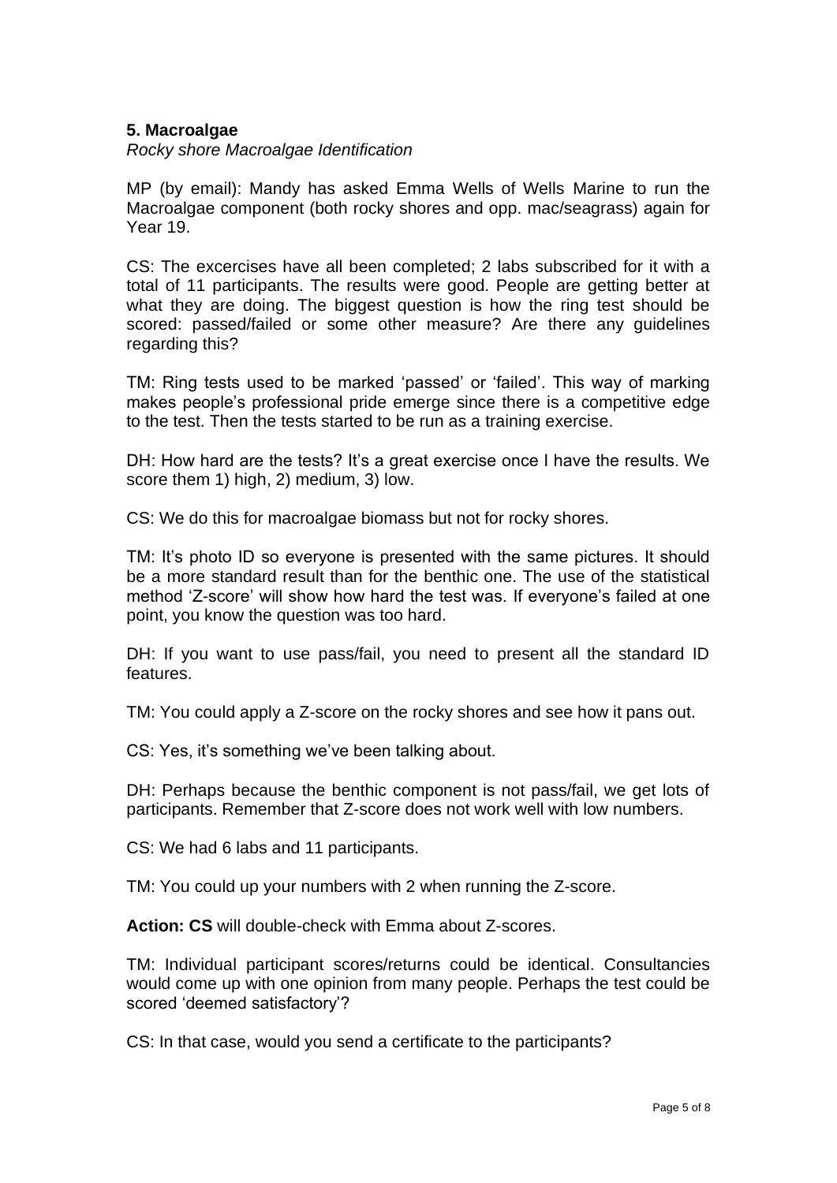**5. Macroalgae**

*Rocky shore Macroalgae Identification*

MP (by email): Mandy has asked Emma Wells of Wells Marine to run the Macroalgae component (both rocky shores and opp. mac/seagrass) again for Year 19.

CS: The excercises have all been completed; 2 labs subscribed for it with a total of 11 participants. The results were good. People are getting better at what they are doing. The biggest question is how the ring test should be scored: passed/failed or some other measure? Are there any guidelines regarding this?

TM: Ring tests used to be marked 'passed' or 'failed'. This way of marking makes people's professional pride emerge since there is a competitive edge to the test. Then the tests started to be run as a training exercise.

DH: How hard are the tests? It's a great exercise once I have the results. We score them 1) high, 2) medium, 3) low.

CS: We do this for macroalgae biomass but not for rocky shores.

TM: It's photo ID so everyone is presented with the same pictures. It should be a more standard result than for the benthic one. The use of the statistical method 'Z-score' will show how hard the test was. If everyone's failed at one point, you know the question was too hard.

DH: If you want to use pass/fail, you need to present all the standard ID features.

TM: You could apply a Z-score on the rocky shores and see how it pans out.

CS: Yes, it's something we've been talking about.

DH: Perhaps because the benthic component is not pass/fail, we get lots of participants. Remember that Z-score does not work well with low numbers.

CS: We had 6 labs and 11 participants.

TM: You could up your numbers with 2 when running the Z-score.

**Action: CS** will double-check with Emma about Z-scores.

TM: Individual participant scores/returns could be identical. Consultancies would come up with one opinion from many people. Perhaps the test could be scored 'deemed satisfactory'?

CS: In that case, would you send a certificate to the participants?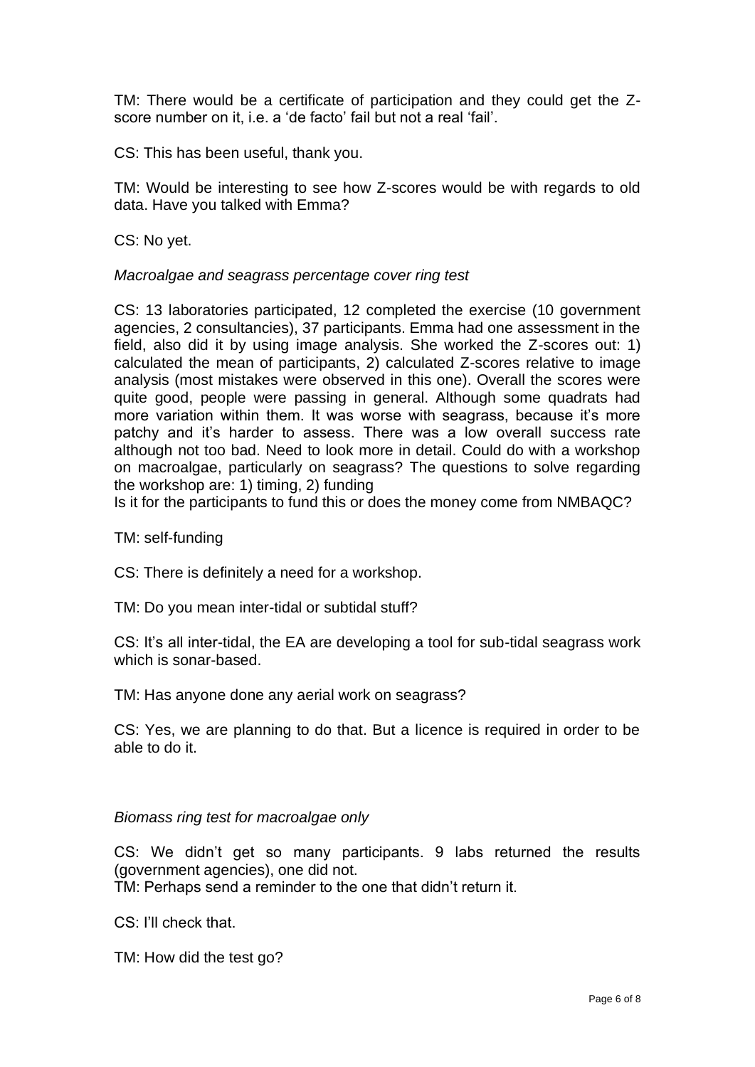TM: There would be a certificate of participation and they could get the Z-score number on it, i.e. a 'de facto' fail but not a real 'fail'.

CS: This has been useful, thank you.

TM: Would be interesting to see how Z-scores would be with regards to old data. Have you talked with Emma?

CS: No yet.

*Macroalgae and seagrass percentage cover ring test*

CS: 13 laboratories participated, 12 completed the exercise (10 government agencies, 2 consultancies), 37 participants. Emma had one assessment in the field, also did it by using image analysis. She worked the Z-scores out: 1) calculated the mean of participants, 2) calculated Z-scores relative to image analysis (most mistakes were observed in this one). Overall the scores were quite good, people were passing in general. Although some quadrats had more variation within them. It was worse with seagrass, because it's more patchy and it's harder to assess. There was a low overall success rate although not too bad. Need to look more in detail. Could do with a workshop on macroalgae, particularly on seagrass? The questions to solve regarding the workshop are: 1) timing, 2) funding
Is it for the participants to fund this or does the money come from NMBAQC?

TM: self-funding

CS: There is definitely a need for a workshop.

TM: Do you mean inter-tidal or subtidal stuff?

CS: It's all inter-tidal, the EA are developing a tool for sub-tidal seagrass work which is sonar-based.

TM: Has anyone done any aerial work on seagrass?

CS: Yes, we are planning to do that. But a licence is required in order to be able to do it.

*Biomass ring test for macroalgae only*

CS: We didn't get so many participants. 9 labs returned the results (government agencies), one did not.
TM: Perhaps send a reminder to the one that didn't return it.

CS: I'll check that.

TM: How did the test go?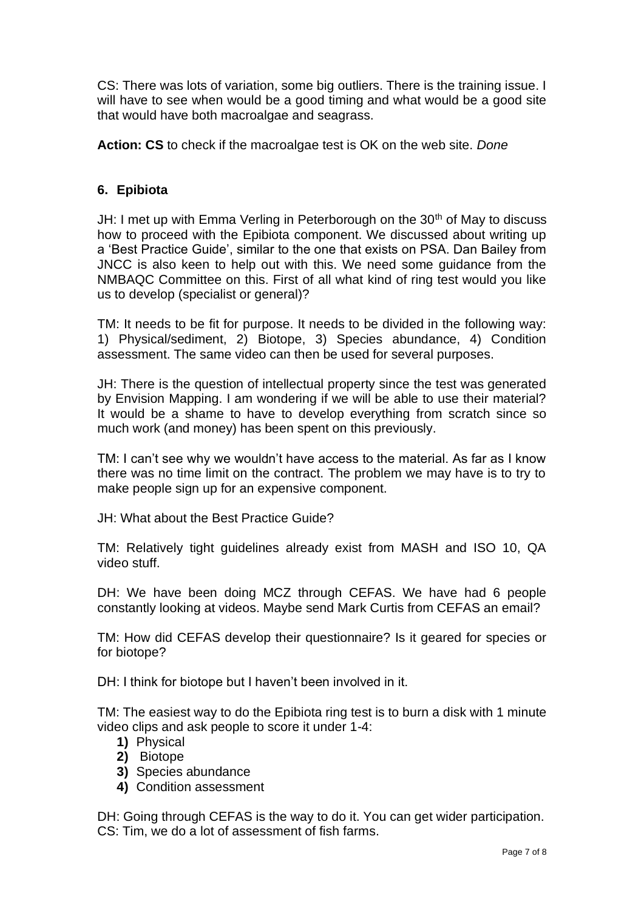CS: There was lots of variation, some big outliers. There is the training issue. I will have to see when would be a good timing and what would be a good site that would have both macroalgae and seagrass.

**Action: CS** to check if the macroalgae test is OK on the web site. *Done*

## 6. Epibiota

JH: I met up with Emma Verling in Peterborough on the 30th of May to discuss how to proceed with the Epibiota component. We discussed about writing up a 'Best Practice Guide', similar to the one that exists on PSA. Dan Bailey from JNCC is also keen to help out with this. We need some guidance from the NMBAQC Committee on this. First of all what kind of ring test would you like us to develop (specialist or general)?

TM: It needs to be fit for purpose. It needs to be divided in the following way: 1) Physical/sediment, 2) Biotope, 3) Species abundance, 4) Condition assessment. The same video can then be used for several purposes.

JH: There is the question of intellectual property since the test was generated by Envision Mapping. I am wondering if we will be able to use their material? It would be a shame to have to develop everything from scratch since so much work (and money) has been spent on this previously.

TM: I can't see why we wouldn't have access to the material. As far as I know there was no time limit on the contract. The problem we may have is to try to make people sign up for an expensive component.

JH: What about the Best Practice Guide?

TM: Relatively tight guidelines already exist from MASH and ISO 10, QA video stuff.

DH: We have been doing MCZ through CEFAS. We have had 6 people constantly looking at videos. Maybe send Mark Curtis from CEFAS an email?

TM: How did CEFAS develop their questionnaire? Is it geared for species or for biotope?

DH: I think for biotope but I haven't been involved in it.

TM: The easiest way to do the Epibiota ring test is to burn a disk with 1 minute video clips and ask people to score it under 1-4:

1) Physical
2) Biotope
3) Species abundance
4) Condition assessment

DH: Going through CEFAS is the way to do it. You can get wider participation.
CS: Tim, we do a lot of assessment of fish farms.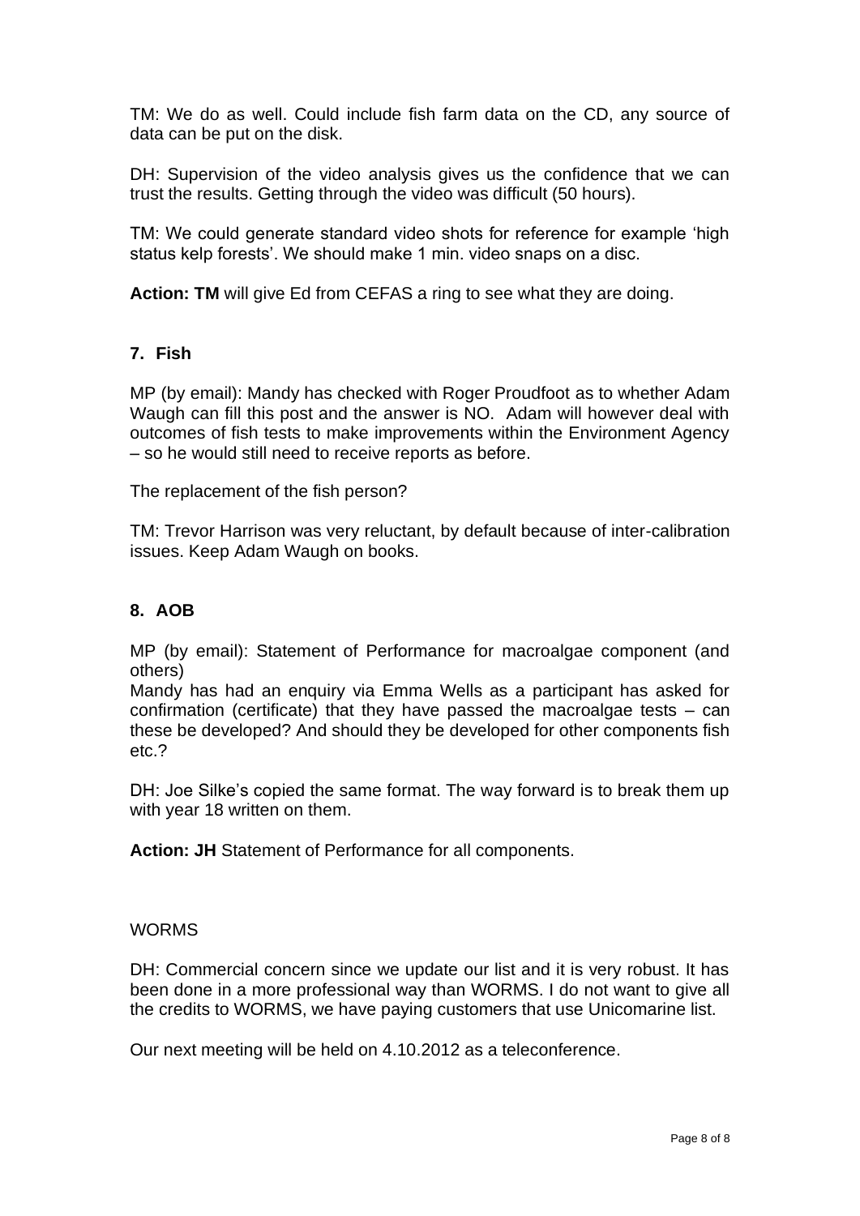TM: We do as well. Could include fish farm data on the CD, any source of data can be put on the disk.

DH: Supervision of the video analysis gives us the confidence that we can trust the results. Getting through the video was difficult (50 hours).

TM: We could generate standard video shots for reference for example 'high status kelp forests'. We should make 1 min. video snaps on a disc.

**Action: TM** will give Ed from CEFAS a ring to see what they are doing.

## 7. Fish

MP (by email): Mandy has checked with Roger Proudfoot as to whether Adam Waugh can fill this post and the answer is NO. Adam will however deal with outcomes of fish tests to make improvements within the Environment Agency – so he would still need to receive reports as before.

The replacement of the fish person?

TM: Trevor Harrison was very reluctant, by default because of inter-calibration issues. Keep Adam Waugh on books.

## 8. AOB

MP (by email): Statement of Performance for macroalgae component (and others)
Mandy has had an enquiry via Emma Wells as a participant has asked for confirmation (certificate) that they have passed the macroalgae tests – can these be developed? And should they be developed for other components fish etc.?

DH: Joe Silke's copied the same format. The way forward is to break them up with year 18 written on them.

**Action: JH** Statement of Performance for all components.

WORMS

DH: Commercial concern since we update our list and it is very robust. It has been done in a more professional way than WORMS. I do not want to give all the credits to WORMS, we have paying customers that use Unicomarine list.

Our next meeting will be held on 4.10.2012 as a teleconference.